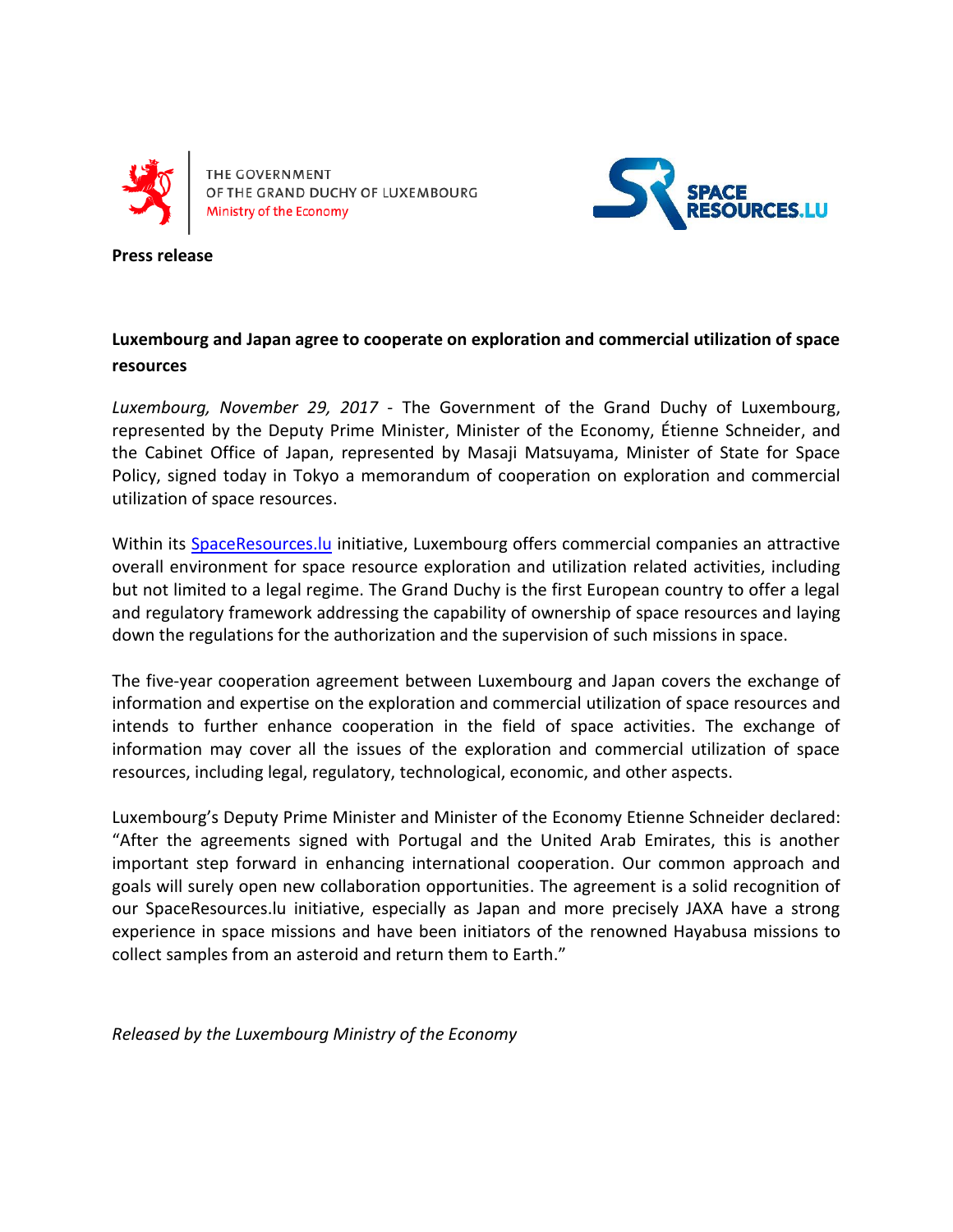THE GOVERNMENT
OF THE GRAND DUCHY OF LUXEMBOURG
Ministry of the Economy

SPACE RESOURCES.LU

**Press release**

**Luxembourg and Japan agree to cooperate on exploration and commercial utilization of space resources**

*Luxembourg, November 29, 2017* - The Government of the Grand Duchy of Luxembourg, represented by the Deputy Prime Minister, Minister of the Economy, Étienne Schneider, and the Cabinet Office of Japan, represented by Masaji Matsuyama, Minister of State for Space Policy, signed today in Tokyo a memorandum of cooperation on exploration and commercial utilization of space resources.

Within its [SpaceResources.lu](SpaceResources.lu) initiative, Luxembourg offers commercial companies an attractive overall environment for space resource exploration and utilization related activities, including but not limited to a legal regime. The Grand Duchy is the first European country to offer a legal and regulatory framework addressing the capability of ownership of space resources and laying down the regulations for the authorization and the supervision of such missions in space.

The five-year cooperation agreement between Luxembourg and Japan covers the exchange of information and expertise on the exploration and commercial utilization of space resources and intends to further enhance cooperation in the field of space activities. The exchange of information may cover all the issues of the exploration and commercial utilization of space resources, including legal, regulatory, technological, economic, and other aspects.

Luxembourg's Deputy Prime Minister and Minister of the Economy Etienne Schneider declared: "After the agreements signed with Portugal and the United Arab Emirates, this is another important step forward in enhancing international cooperation. Our common approach and goals will surely open new collaboration opportunities. The agreement is a solid recognition of our SpaceResources.lu initiative, especially as Japan and more precisely JAXA have a strong experience in space missions and have been initiators of the renowned Hayabusa missions to collect samples from an asteroid and return them to Earth."

*Released by the Luxembourg Ministry of the Economy*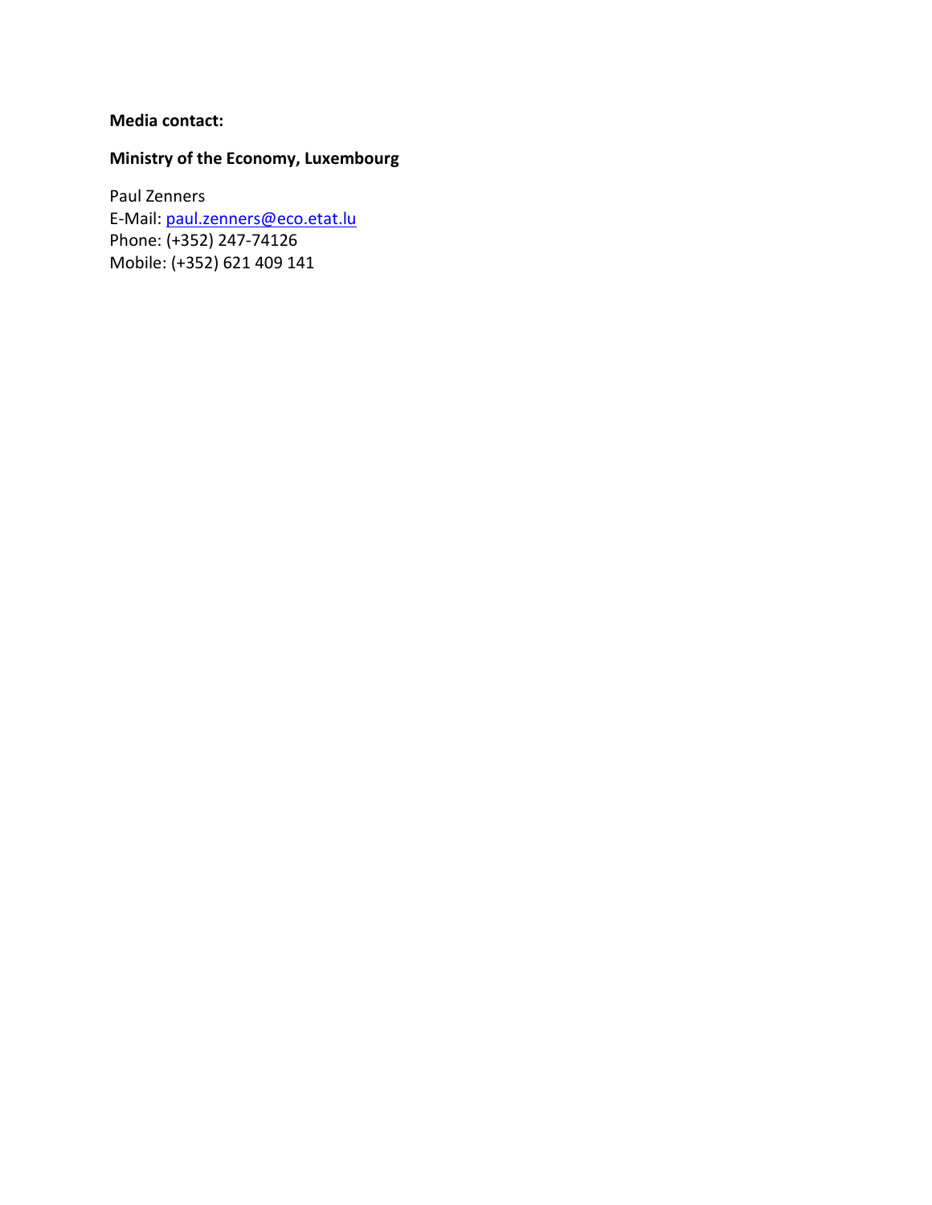**Media contact:**

**Ministry of the Economy, Luxembourg**

Paul Zenners
E-Mail: paul.zenners@eco.etat.lu
Phone: (+352) 247-74126
Mobile: (+352) 621 409 141